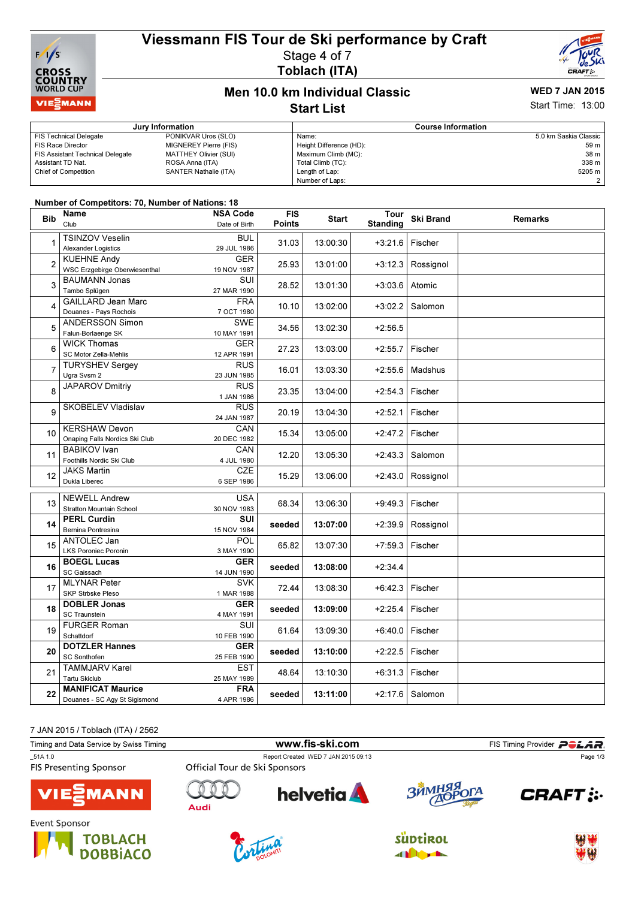# Viessmann FIS Tour de Ski performance by Craft

Stage 4 of 7

**Toblach (ITA)**

## Men 10.0 km Individual Classic

**Start List**

**WED 7 JAN 2015**

Start Time: 13:00

| Jury Information | |
|---|---|
| FIS Technical Delegate | PONIKVAR Uros (SLO) |
| FIS Race Director | MIGNEREY Pierre (FIS) |
| FIS Assistant Technical Delegate | MATTHEY Olivier (SUI) |
| Assistant TD Nat. | ROSA Anna (ITA) |
| Chief of Competition | SANTER Nathalie (ITA) |

| Course Information | |
|---|---|
| Name: | 5.0 km Saskia Classic |
| Height Difference (HD): | 59 m |
| Maximum Climb (MC): | 38 m |
| Total Climb (TC): | 338 m |
| Length of Lap: | 5205 m |
| Number of Laps: | 2 |

Number of Competitors: 70, Number of Nations: 18

| Bib | Name / Club | NSA Code / Date of Birth | FIS Points | Start | Tour Standing | Ski Brand | Remarks |
|---|---|---|---|---|---|---|---|
| 1 | TSINZOV Veselin / Alexander Logistics | BUL / 29 JUL 1986 | 31.03 | 13:00:30 | +3:21.6 | Fischer | |
| 2 | KUEHNE Andy / WSC Erzgebirge Oberwiesenthal | GER / 19 NOV 1987 | 25.93 | 13:01:00 | +3:12.3 | Rossignol | |
| 3 | BAUMANN Jonas / Tambo Splügen | SUI / 27 MAR 1990 | 28.52 | 13:01:30 | +3:03.6 | Atomic | |
| 4 | GAILLARD Jean Marc / Douanes - Pays Rochois | FRA / 7 OCT 1980 | 10.10 | 13:02:00 | +3:02.2 | Salomon | |
| 5 | ANDERSSON Simon / Falun-Borlaenge SK | SWE / 10 MAY 1991 | 34.56 | 13:02:30 | +2:56.5 | | |
| 6 | WICK Thomas / SC Motor Zella-Mehlis | GER / 12 APR 1991 | 27.23 | 13:03:00 | +2:55.7 | Fischer | |
| 7 | TURYSHEV Sergey / Ugra Svsm 2 | RUS / 23 JUN 1985 | 16.01 | 13:03:30 | +2:55.6 | Madshus | |
| 8 | JAPAROV Dmitriy | RUS / 1 JAN 1986 | 23.35 | 13:04:00 | +2:54.3 | Fischer | |
| 9 | SKOBELEV Vladislav | RUS / 24 JAN 1987 | 20.19 | 13:04:30 | +2:52.1 | Fischer | |
| 10 | KERSHAW Devon / Onaping Falls Nordics Ski Club | CAN / 20 DEC 1982 | 15.34 | 13:05:00 | +2:47.2 | Fischer | |
| 11 | BABIKOV Ivan / Foothills Nordic Ski Club | CAN / 4 JUL 1980 | 12.20 | 13:05:30 | +2:43.3 | Salomon | |
| 12 | JAKS Martin / Dukla Liberec | CZE / 6 SEP 1986 | 15.29 | 13:06:00 | +2:43.0 | Rossignol | |
| 13 | NEWELL Andrew / Stratton Mountain School | USA / 30 NOV 1983 | 68.34 | 13:06:30 | +9:49.3 | Fischer | |
| 14 | **PERL Curdin** / Bernina Pontresina | **SUI** / 15 NOV 1984 | **seeded** | **13:07:00** | +2:39.9 | Rossignol | |
| 15 | ANTOLEC Jan / LKS Poroniec Poronin | POL / 3 MAY 1990 | 65.82 | 13:07:30 | +7:59.3 | Fischer | |
| 16 | **BOEGL Lucas** / SC Gaissach | **GER** / 14 JUN 1990 | **seeded** | **13:08:00** | +2:34.4 | | |
| 17 | MLYNAR Peter / SKP Strbske Pleso | SVK / 1 MAR 1988 | 72.44 | 13:08:30 | +6:42.3 | Fischer | |
| 18 | **DOBLER Jonas** / SC Traunstein | **GER** / 4 MAY 1991 | **seeded** | **13:09:00** | +2:25.4 | Fischer | |
| 19 | FURGER Roman / Schattdorf | SUI / 10 FEB 1990 | 61.64 | 13:09:30 | +6:40.0 | Fischer | |
| 20 | **DOTZLER Hannes** / SC Sonthofen | **GER** / 25 FEB 1990 | **seeded** | **13:10:00** | +2:22.5 | Fischer | |
| 21 | TAMMJARV Karel / Tartu Skiclub | EST / 25 MAY 1989 | 48.64 | 13:10:30 | +6:31.3 | Fischer | |
| 22 | **MANIFICAT Maurice** / Douanes - SC Agy St Sigismond | **FRA** / 4 APR 1986 | **seeded** | **13:11:00** | +2:17.6 | Salomon | |

7 JAN 2015 / Toblach (ITA) / 2562

Timing and Data Service by Swiss Timing — www.fis-ski.com — FIS Timing Provider POLAR

_51A 1.0 — Report Created WED 7 JAN 2015 09:13

FIS Presenting Sponsor: VIESSMANN

Official Tour de Ski Sponsors: Audi, helvetia, Зимняя Дорога, CRAFT

Event Sponsor: TOBLACH DOBBIACO, Cortina Dolomiti, Südtirol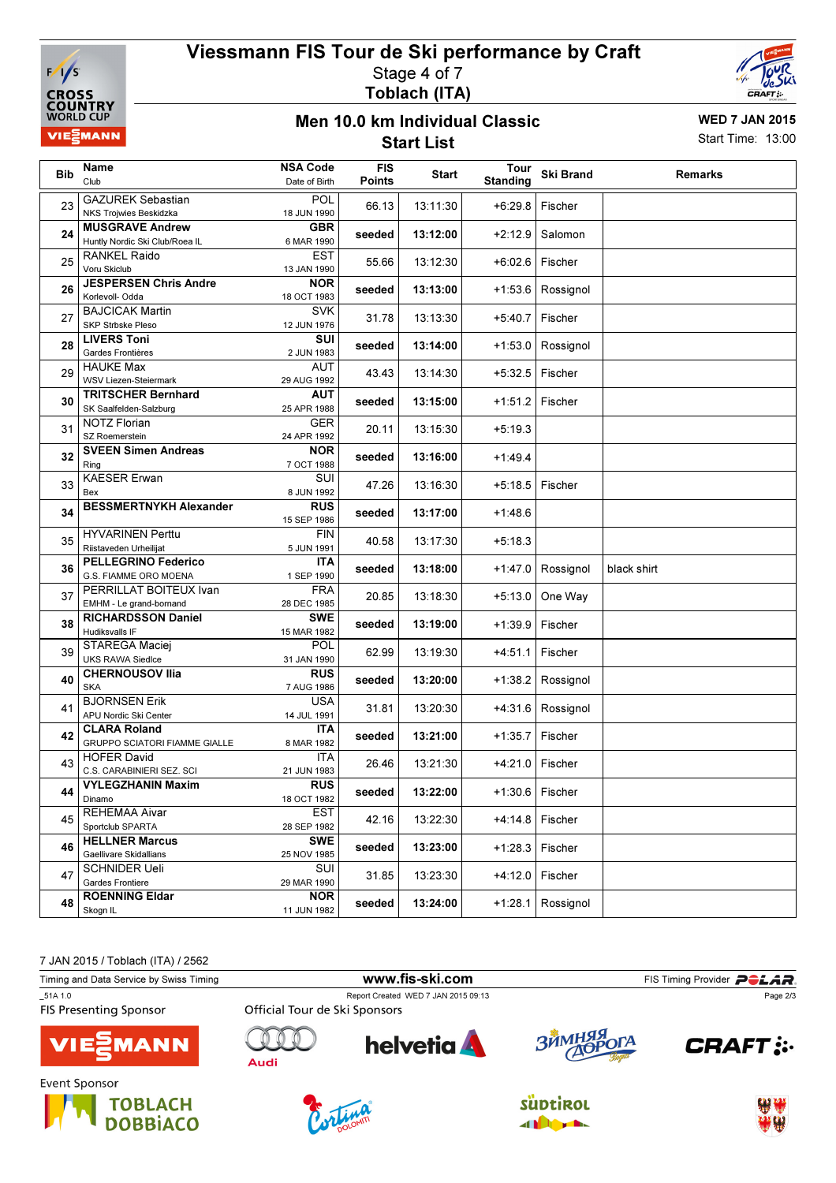# Viessmann FIS Tour de Ski performance by Craft

Stage 4 of 7

**Toblach (ITA)**

## Men 10.0 km Individual Classic

**Start List**

**WED 7 JAN 2015**

Start Time: 13:00

| Bib | Name / Club | NSA Code / Date of Birth | FIS Points | Start | Tour Standing | Ski Brand | Remarks |
|---|---|---|---|---|---|---|---|
| 23 | GAZUREK Sebastian<br>NKS Trojwies Beskidzka | POL<br>18 JUN 1990 | 66.13 | 13:11:30 | +6:29.8 | Fischer | |
| **24** | **MUSGRAVE Andrew**<br>Huntly Nordic Ski Club/Roea IL | **GBR**<br>6 MAR 1990 | **seeded** | **13:12:00** | +2:12.9 | Salomon | |
| 25 | RANKEL Raido<br>Voru Skiclub | EST<br>13 JAN 1990 | 55.66 | 13:12:30 | +6:02.6 | Fischer | |
| **26** | **JESPERSEN Chris Andre**<br>Korlevoll- Odda | **NOR**<br>18 OCT 1983 | **seeded** | **13:13:00** | +1:53.6 | Rossignol | |
| 27 | BAJCICAK Martin<br>SKP Strbske Pleso | SVK<br>12 JUN 1976 | 31.78 | 13:13:30 | +5:40.7 | Fischer | |
| **28** | **LIVERS Toni**<br>Gardes Frontières | **SUI**<br>2 JUN 1983 | **seeded** | **13:14:00** | +1:53.0 | Rossignol | |
| 29 | HAUKE Max<br>WSV Liezen-Steiermark | AUT<br>29 AUG 1992 | 43.43 | 13:14:30 | +5:32.5 | Fischer | |
| **30** | **TRITSCHER Bernhard**<br>SK Saalfelden-Salzburg | **AUT**<br>25 APR 1988 | **seeded** | **13:15:00** | +1:51.2 | Fischer | |
| 31 | NOTZ Florian<br>SZ Roemerstein | GER<br>24 APR 1992 | 20.11 | 13:15:30 | +5:19.3 | | |
| **32** | **SVEEN Simen Andreas**<br>Ring | **NOR**<br>7 OCT 1988 | **seeded** | **13:16:00** | +1:49.4 | | |
| 33 | KAESER Erwan<br>Bex | SUI<br>8 JUN 1992 | 47.26 | 13:16:30 | +5:18.5 | Fischer | |
| **34** | **BESSMERTNYKH Alexander** | **RUS**<br>15 SEP 1986 | **seeded** | **13:17:00** | +1:48.6 | | |
| 35 | HYVARINEN Perttu<br>Riistaveden Urheilijat | FIN<br>5 JUN 1991 | 40.58 | 13:17:30 | +5:18.3 | | |
| **36** | **PELLEGRINO Federico**<br>G.S. FIAMME ORO MOENA | **ITA**<br>1 SEP 1990 | **seeded** | **13:18:00** | +1:47.0 | Rossignol | black shirt |
| 37 | PERRILLAT BOITEUX Ivan<br>EMHM - Le grand-bornand | FRA<br>28 DEC 1985 | 20.85 | 13:18:30 | +5:13.0 | One Way | |
| **38** | **RICHARDSSON Daniel**<br>Hudiksvalls IF | **SWE**<br>15 MAR 1982 | **seeded** | **13:19:00** | +1:39.9 | Fischer | |
| 39 | STAREGA Maciej<br>UKS RAWA Siedlce | POL<br>31 JAN 1990 | 62.99 | 13:19:30 | +4:51.1 | Fischer | |
| **40** | **CHERNOUSOV Ilia**<br>SKA | **RUS**<br>7 AUG 1986 | **seeded** | **13:20:00** | +1:38.2 | Rossignol | |
| 41 | BJORNSEN Erik<br>APU Nordic Ski Center | USA<br>14 JUL 1991 | 31.81 | 13:20:30 | +4:31.6 | Rossignol | |
| **42** | **CLARA Roland**<br>GRUPPO SCIATORI FIAMME GIALLE | **ITA**<br>8 MAR 1982 | **seeded** | **13:21:00** | +1:35.7 | Fischer | |
| 43 | HOFER David<br>C.S. CARABINIERI SEZ. SCI | ITA<br>21 JUN 1983 | 26.46 | 13:21:30 | +4:21.0 | Fischer | |
| **44** | **VYLEGZHANIN Maxim**<br>Dinamo | **RUS**<br>18 OCT 1982 | **seeded** | **13:22:00** | +1:30.6 | Fischer | |
| 45 | REHEMAA Aivar<br>Sportclub SPARTA | EST<br>28 SEP 1982 | 42.16 | 13:22:30 | +4:14.8 | Fischer | |
| **46** | **HELLNER Marcus**<br>Gaellivare Skidallians | **SWE**<br>25 NOV 1985 | **seeded** | **13:23:00** | +1:28.3 | Fischer | |
| 47 | SCHNIDER Ueli<br>Gardes Frontiere | SUI<br>29 MAR 1990 | 31.85 | 13:23:30 | +4:12.0 | Fischer | |
| **48** | **ROENNING Eldar**<br>Skogn IL | **NOR**<br>11 JUN 1982 | **seeded** | **13:24:00** | +1:28.1 | Rossignol | |

7 JAN 2015 / Toblach (ITA) / 2562

Timing and Data Service by Swiss Timing | www.fis-ski.com | FIS Timing Provider POLAR

_51A 1.0 | Report Created WED 7 JAN 2015 09:13

FIS Presenting Sponsor: VIESMANN

Official Tour de Ski Sponsors: Audi, helvetia, ЗИМНЯЯ ДОРОГА, CRAFT

Event Sponsor: TOBLACH DOBBIACO, Cortina Dolomiti, Südtirol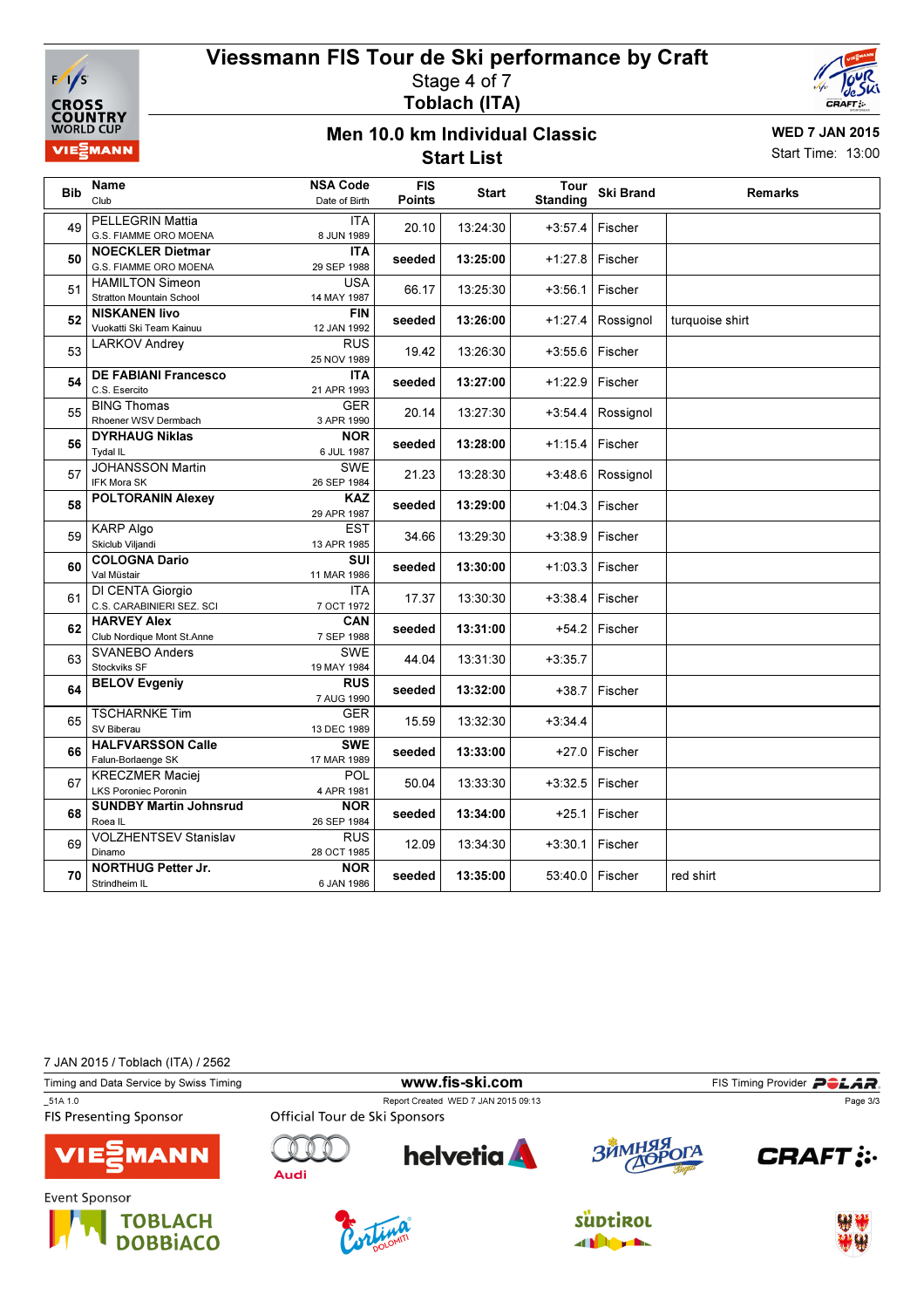# Viessmann FIS Tour de Ski performance by Craft

Stage 4 of 7

**Toblach (ITA)**

## Men 10.0 km Individual Classic

## Start List

**WED 7 JAN 2015**

Start Time: 13:00

| Bib | Name / Club | NSA Code / Date of Birth | FIS Points | Start | Tour Standing | Ski Brand | Remarks |
|---|---|---|---|---|---|---|---|
| 49 | PELLEGRIN Mattia<br>G.S. FIAMME ORO MOENA | ITA<br>8 JUN 1989 | 20.10 | 13:24:30 | +3:57.4 | Fischer | |
| **50** | **NOECKLER Dietmar**<br>G.S. FIAMME ORO MOENA | **ITA**<br>29 SEP 1988 | **seeded** | **13:25:00** | +1:27.8 | Fischer | |
| 51 | HAMILTON Simeon<br>Stratton Mountain School | USA<br>14 MAY 1987 | 66.17 | 13:25:30 | +3:56.1 | Fischer | |
| **52** | **NISKANEN Iivo**<br>Vuokatti Ski Team Kainuu | **FIN**<br>12 JAN 1992 | **seeded** | **13:26:00** | +1:27.4 | Rossignol | turquoise shirt |
| 53 | LARKOV Andrey | RUS<br>25 NOV 1989 | 19.42 | 13:26:30 | +3:55.6 | Fischer | |
| **54** | **DE FABIANI Francesco**<br>C.S. Esercito | **ITA**<br>21 APR 1993 | **seeded** | **13:27:00** | +1:22.9 | Fischer | |
| 55 | BING Thomas<br>Rhoener WSV Dermbach | GER<br>3 APR 1990 | 20.14 | 13:27:30 | +3:54.4 | Rossignol | |
| **56** | **DYRHAUG Niklas**<br>Tydal IL | **NOR**<br>6 JUL 1987 | **seeded** | **13:28:00** | +1:15.4 | Fischer | |
| 57 | JOHANSSON Martin<br>IFK Mora SK | SWE<br>26 SEP 1984 | 21.23 | 13:28:30 | +3:48.6 | Rossignol | |
| **58** | **POLTORANIN Alexey** | **KAZ**<br>29 APR 1987 | **seeded** | **13:29:00** | +1:04.3 | Fischer | |
| 59 | KARP Algo<br>Skiclub Viljandi | EST<br>13 APR 1985 | 34.66 | 13:29:30 | +3:38.9 | Fischer | |
| **60** | **COLOGNA Dario**<br>Val Müstair | **SUI**<br>11 MAR 1986 | **seeded** | **13:30:00** | +1:03.3 | Fischer | |
| 61 | DI CENTA Giorgio<br>C.S. CARABINIERI SEZ. SCI | ITA<br>7 OCT 1972 | 17.37 | 13:30:30 | +3:38.4 | Fischer | |
| **62** | **HARVEY Alex**<br>Club Nordique Mont St.Anne | **CAN**<br>7 SEP 1988 | **seeded** | **13:31:00** | +54.2 | Fischer | |
| 63 | SVANEBO Anders<br>Stockviks SF | SWE<br>19 MAY 1984 | 44.04 | 13:31:30 | +3:35.7 | | |
| **64** | **BELOV Evgeniy** | **RUS**<br>7 AUG 1990 | **seeded** | **13:32:00** | +38.7 | Fischer | |
| 65 | TSCHARNKE Tim<br>SV Biberau | GER<br>13 DEC 1989 | 15.59 | 13:32:30 | +3:34.4 | | |
| **66** | **HALFVARSSON Calle**<br>Falun-Borlaenge SK | **SWE**<br>17 MAR 1989 | **seeded** | **13:33:00** | +27.0 | Fischer | |
| 67 | KRECZMER Maciej<br>LKS Poroniec Poronin | POL<br>4 APR 1981 | 50.04 | 13:33:30 | +3:32.5 | Fischer | |
| **68** | **SUNDBY Martin Johnsrud**<br>Roea IL | **NOR**<br>26 SEP 1984 | **seeded** | **13:34:00** | +25.1 | Fischer | |
| 69 | VOLZHENTSEV Stanislav<br>Dinamo | RUS<br>28 OCT 1985 | 12.09 | 13:34:30 | +3:30.1 | Fischer | |
| **70** | **NORTHUG Petter Jr.**<br>Strindheim IL | **NOR**<br>6 JAN 1986 | **seeded** | **13:35:00** | 53:40.0 | Fischer | red shirt |

7 JAN 2015 / Toblach (ITA) / 2562

Timing and Data Service by Swiss Timing | www.fis-ski.com | FIS Timing Provider POLAR

_51A 1.0 | Report Created WED 7 JAN 2015 09:13

FIS Presenting Sponsor | Official Tour de Ski Sponsors

Event Sponsor